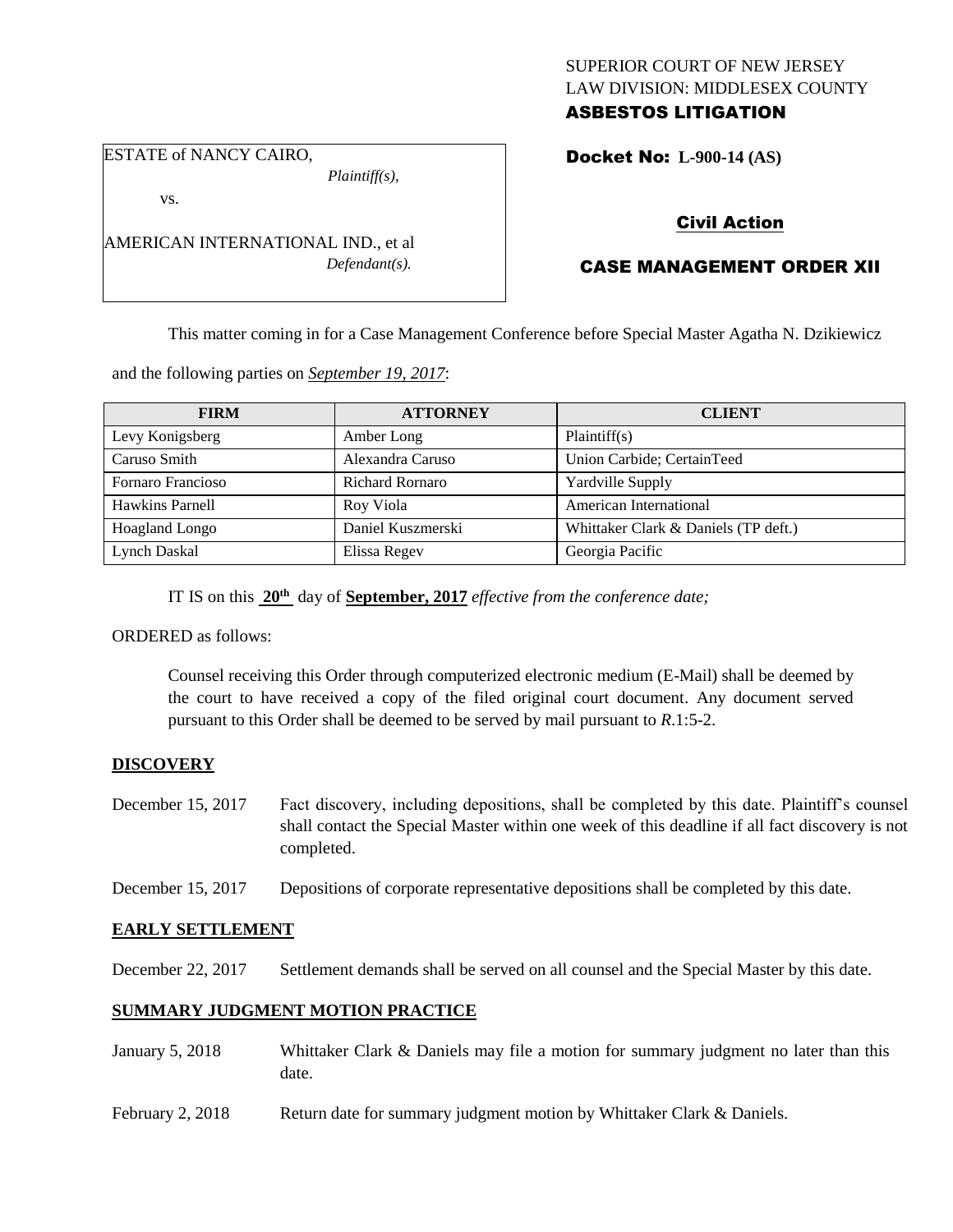SUPERIOR COURT OF NEW JERSEY
LAW DIVISION: MIDDLESEX COUNTY
**ASBESTOS LITIGATION**

ESTATE of NANCY CAIRO,
*Plaintiff(s),*
vs.
AMERICAN INTERNATIONAL IND., et al
*Defendant(s).*

**Docket No: L-900-14 (AS)**

**Civil Action**

**CASE MANAGEMENT ORDER XII**

This matter coming in for a Case Management Conference before Special Master Agatha N. Dzikiewicz and the following parties on *September 19, 2017*:

| FIRM | ATTORNEY | CLIENT |
|---|---|---|
| Levy Konigsberg | Amber Long | Plaintiff(s) |
| Caruso Smith | Alexandra Caruso | Union Carbide; CertainTeed |
| Fornaro Francioso | Richard Rornaro | Yardville Supply |
| Hawkins Parnell | Roy Viola | American International |
| Hoagland Longo | Daniel Kuszmerski | Whittaker Clark & Daniels (TP deft.) |
| Lynch Daskal | Elissa Regev | Georgia Pacific |

IT IS on this **20th** day of **September, 2017** *effective from the conference date;*

ORDERED as follows:

Counsel receiving this Order through computerized electronic medium (E-Mail) shall be deemed by the court to have received a copy of the filed original court document. Any document served pursuant to this Order shall be deemed to be served by mail pursuant to *R*.1:5-2.

**DISCOVERY**

December 15, 2017 Fact discovery, including depositions, shall be completed by this date. Plaintiff's counsel shall contact the Special Master within one week of this deadline if all fact discovery is not completed.

December 15, 2017 Depositions of corporate representative depositions shall be completed by this date.

**EARLY SETTLEMENT**

December 22, 2017 Settlement demands shall be served on all counsel and the Special Master by this date.

**SUMMARY JUDGMENT MOTION PRACTICE**

January 5, 2018 Whittaker Clark & Daniels may file a motion for summary judgment no later than this date.

February 2, 2018 Return date for summary judgment motion by Whittaker Clark & Daniels.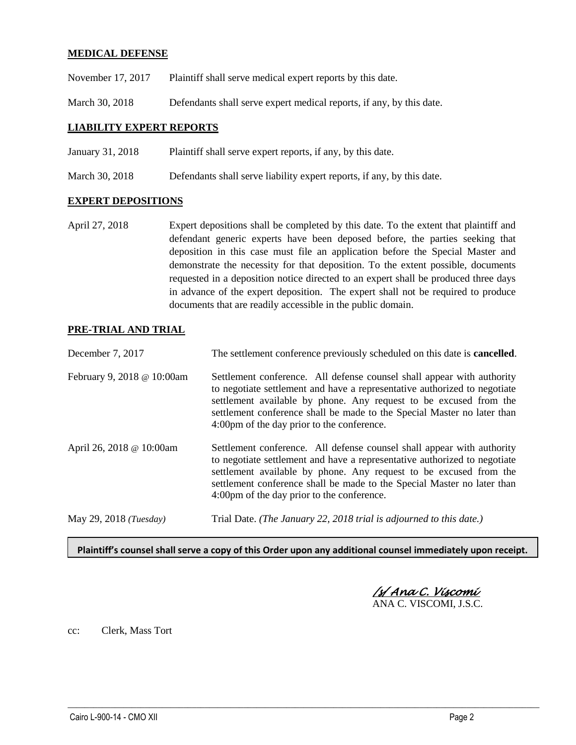**MEDICAL DEFENSE**

| | |
|---|---|
| November 17, 2017 | Plaintiff shall serve medical expert reports by this date. |
| March 30, 2018 | Defendants shall serve expert medical reports, if any, by this date. |

**LIABILITY EXPERT REPORTS**

| | |
|---|---|
| January 31, 2018 | Plaintiff shall serve expert reports, if any, by this date. |
| March 30, 2018 | Defendants shall serve liability expert reports, if any, by this date. |

**EXPERT DEPOSITIONS**

| | |
|---|---|
| April 27, 2018 | Expert depositions shall be completed by this date. To the extent that plaintiff and defendant generic experts have been deposed before, the parties seeking that deposition in this case must file an application before the Special Master and demonstrate the necessity for that deposition. To the extent possible, documents requested in a deposition notice directed to an expert shall be produced three days in advance of the expert deposition. The expert shall not be required to produce documents that are readily accessible in the public domain. |

**PRE-TRIAL AND TRIAL**

| | |
|---|---|
| December 7, 2017 | The settlement conference previously scheduled on this date is **cancelled**. |
| February 9, 2018 @ 10:00am | Settlement conference. All defense counsel shall appear with authority to negotiate settlement and have a representative authorized to negotiate settlement available by phone. Any request to be excused from the settlement conference shall be made to the Special Master no later than 4:00pm of the day prior to the conference. |
| April 26, 2018 @ 10:00am | Settlement conference. All defense counsel shall appear with authority to negotiate settlement and have a representative authorized to negotiate settlement available by phone. Any request to be excused from the settlement conference shall be made to the Special Master no later than 4:00pm of the day prior to the conference. |
| May 29, 2018 *(Tuesday)* | Trial Date. *(The January 22, 2018 trial is adjourned to this date.)* |

**Plaintiff's counsel shall serve a copy of this Order upon any additional counsel immediately upon receipt.**

*/s/ Ana C. Viscomi*
ANA C. VISCOMI, J.S.C.

cc: Clerk, Mass Tort

Cairo L-900-14 - CMO XII